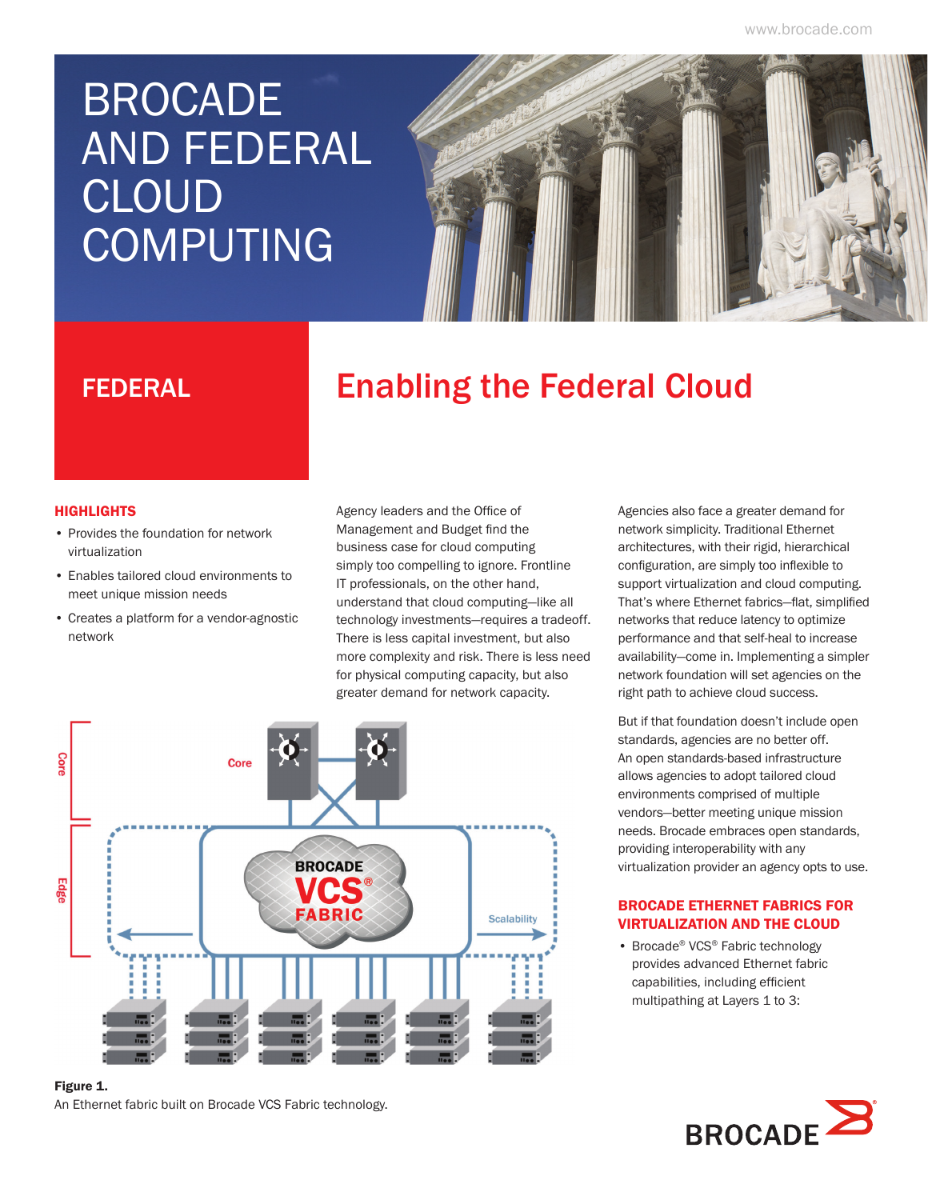# BROCADE AND FEDERAL CLOUD COMPUTING

## FEDERAL

# Enabling the Federal Cloud

### HIGHLIGHTS

- Provides the foundation for network virtualization
- Enables tailored cloud environments to meet unique mission needs
- Creates a platform for a vendor-agnostic network

Agency leaders and the Office of Management and Budget find the business case for cloud computing simply too compelling to ignore. Frontline IT professionals, on the other hand, understand that cloud computing—like all technology investments—requires a tradeoff. There is less capital investment, but also more complexity and risk. There is less need for physical computing capacity, but also greater demand for network capacity.

Agencies also face a greater demand for network simplicity. Traditional Ethernet architectures, with their rigid, hierarchical configuration, are simply too inflexible to support virtualization and cloud computing. That's where Ethernet fabrics—flat, simplified networks that reduce latency to optimize performance and that self-heal to increase availability—come in. Implementing a simpler network foundation will set agencies on the right path to achieve cloud success.

But if that foundation doesn't include open standards, agencies are no better off. An open standards-based infrastructure allows agencies to adopt tailored cloud environments comprised of multiple vendors—better meeting unique mission needs. Brocade embraces open standards, providing interoperability with any virtualization provider an agency opts to use.

**Figure 1.**
An Ethernet fabric built on Brocade VCS Fabric technology.

### BROCADE ETHERNET FABRICS FOR VIRTUALIZATION AND THE CLOUD

- Brocade® VCS® Fabric technology provides advanced Ethernet fabric capabilities, including efficient multipathing at Layers 1 to 3: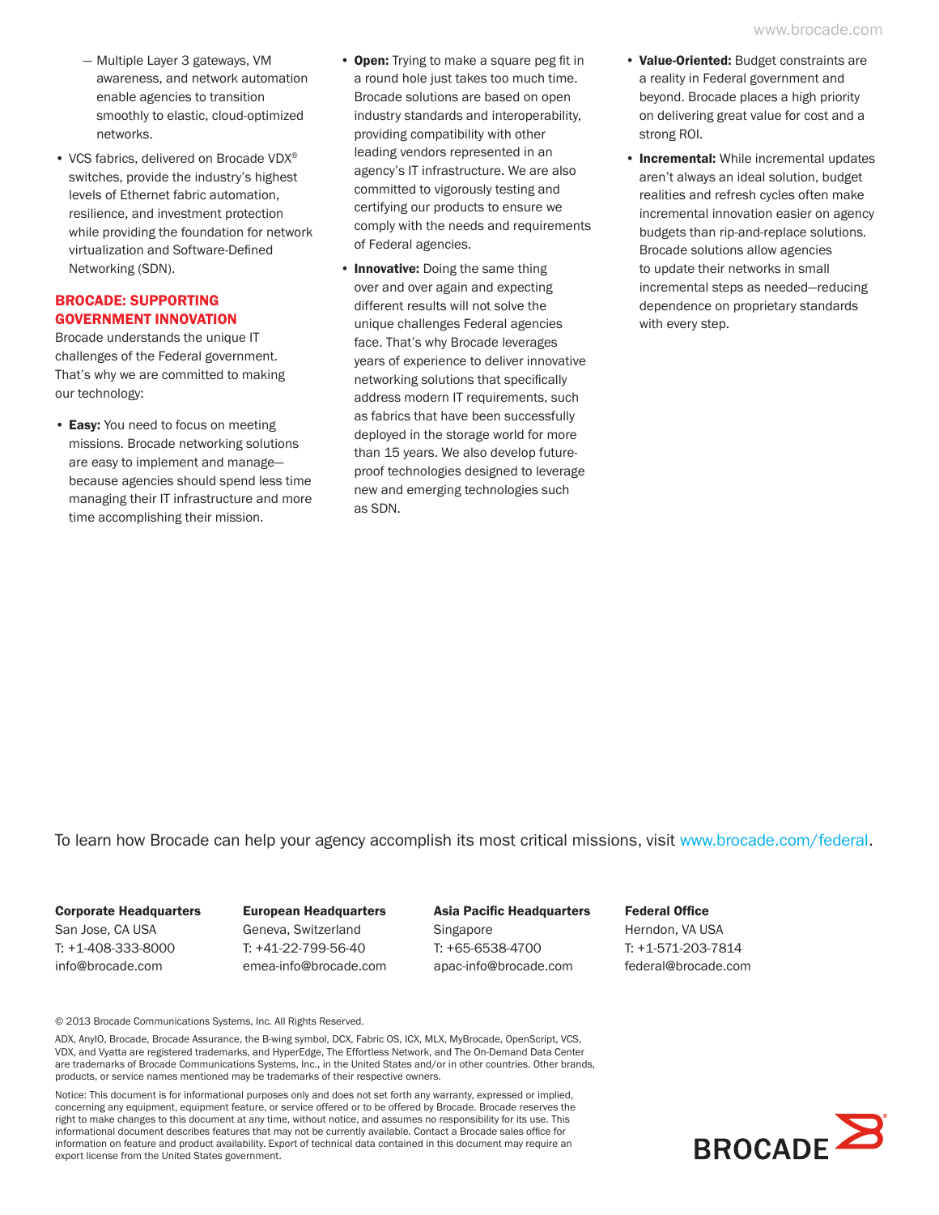— Multiple Layer 3 gateways, VM awareness, and network automation enable agencies to transition smoothly to elastic, cloud-optimized networks.

- VCS fabrics, delivered on Brocade VDX® switches, provide the industry's highest levels of Ethernet fabric automation, resilience, and investment protection while providing the foundation for network virtualization and Software-Defined Networking (SDN).

## BROCADE: SUPPORTING GOVERNMENT INNOVATION

Brocade understands the unique IT challenges of the Federal government. That's why we are committed to making our technology:

- **Easy:** You need to focus on meeting missions. Brocade networking solutions are easy to implement and manage—because agencies should spend less time managing their IT infrastructure and more time accomplishing their mission.
- **Open:** Trying to make a square peg fit in a round hole just takes too much time. Brocade solutions are based on open industry standards and interoperability, providing compatibility with other leading vendors represented in an agency's IT infrastructure. We are also committed to vigorously testing and certifying our products to ensure we comply with the needs and requirements of Federal agencies.
- **Innovative:** Doing the same thing over and over again and expecting different results will not solve the unique challenges Federal agencies face. That's why Brocade leverages years of experience to deliver innovative networking solutions that specifically address modern IT requirements, such as fabrics that have been successfully deployed in the storage world for more than 15 years. We also develop future-proof technologies designed to leverage new and emerging technologies such as SDN.
- **Value-Oriented:** Budget constraints are a reality in Federal government and beyond. Brocade places a high priority on delivering great value for cost and a strong ROI.
- **Incremental:** While incremental updates aren't always an ideal solution, budget realities and refresh cycles often make incremental innovation easier on agency budgets than rip-and-replace solutions. Brocade solutions allow agencies to update their networks in small incremental steps as needed—reducing dependence on proprietary standards with every step.

To learn how Brocade can help your agency accomplish its most critical missions, visit www.brocade.com/federal.

**Corporate Headquarters**
San Jose, CA USA
T: +1-408-333-8000
info@brocade.com

**European Headquarters**
Geneva, Switzerland
T: +41-22-799-56-40
emea-info@brocade.com

**Asia Pacific Headquarters**
Singapore
T: +65-6538-4700
apac-info@brocade.com

**Federal Office**
Herndon, VA USA
T: +1-571-203-7814
federal@brocade.com

© 2013 Brocade Communications Systems, Inc. All Rights Reserved.

ADX, AnyIO, Brocade, Brocade Assurance, the B-wing symbol, DCX, Fabric OS, ICX, MLX, MyBrocade, OpenScript, VCS, VDX, and Vyatta are registered trademarks, and HyperEdge, The Effortless Network, and The On-Demand Data Center are trademarks of Brocade Communications Systems, Inc., in the United States and/or in other countries. Other brands, products, or service names mentioned may be trademarks of their respective owners.

Notice: This document is for informational purposes only and does not set forth any warranty, expressed or implied, concerning any equipment, equipment feature, or service offered or to be offered by Brocade. Brocade reserves the right to make changes to this document at any time, without notice, and assumes no responsibility for its use. This informational document describes features that may not be currently available. Contact a Brocade sales office for information on feature and product availability. Export of technical data contained in this document may require an export license from the United States government.